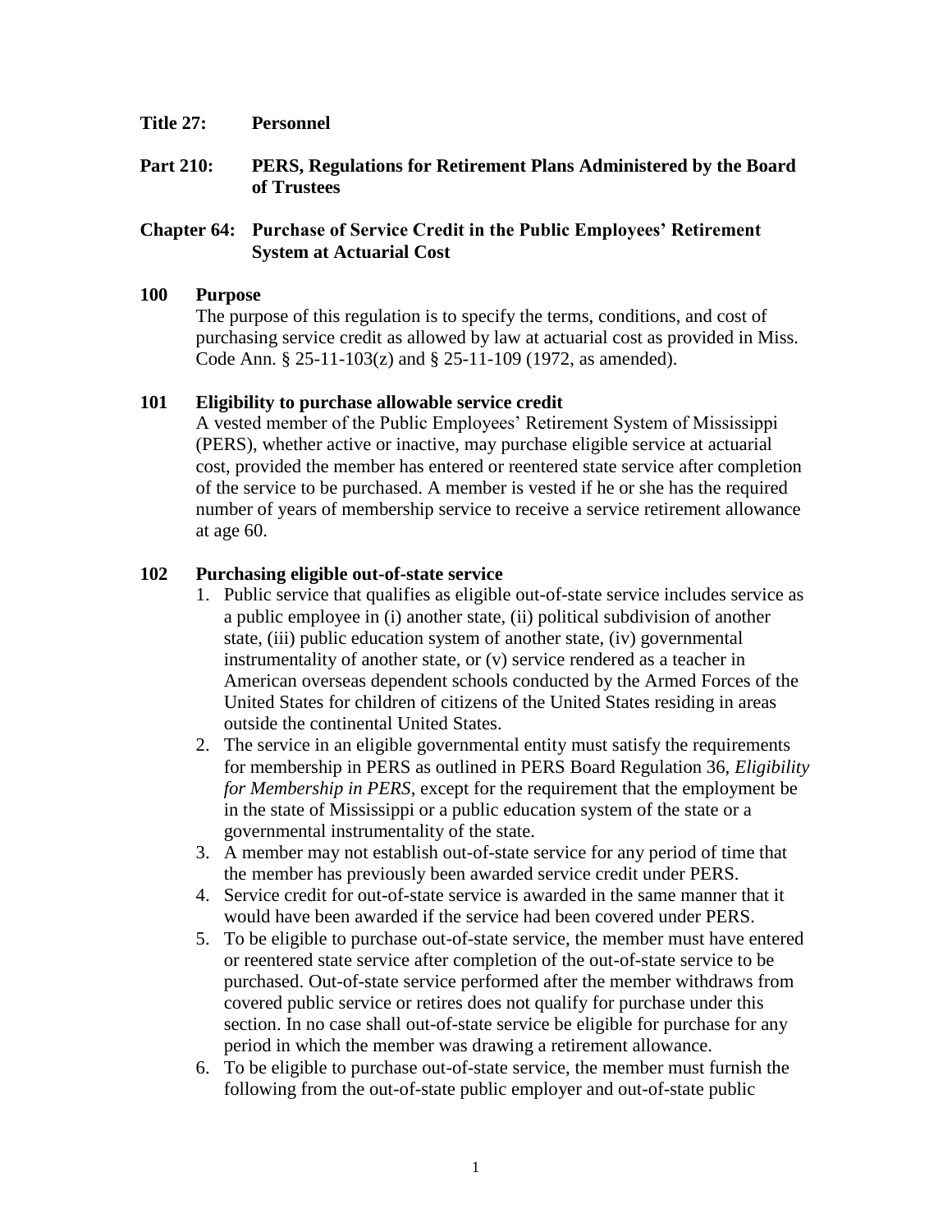**Title 27: Personnel**

**Part 210: PERS, Regulations for Retirement Plans Administered by the Board of Trustees**

**Chapter 64: Purchase of Service Credit in the Public Employees' Retirement System at Actuarial Cost**

**100 Purpose**

The purpose of this regulation is to specify the terms, conditions, and cost of purchasing service credit as allowed by law at actuarial cost as provided in Miss. Code Ann. § 25-11-103(z) and § 25-11-109 (1972, as amended).

**101 Eligibility to purchase allowable service credit**

A vested member of the Public Employees' Retirement System of Mississippi (PERS), whether active or inactive, may purchase eligible service at actuarial cost, provided the member has entered or reentered state service after completion of the service to be purchased. A member is vested if he or she has the required number of years of membership service to receive a service retirement allowance at age 60.

**102 Purchasing eligible out-of-state service**

1. Public service that qualifies as eligible out-of-state service includes service as a public employee in (i) another state, (ii) political subdivision of another state, (iii) public education system of another state, (iv) governmental instrumentality of another state, or (v) service rendered as a teacher in American overseas dependent schools conducted by the Armed Forces of the United States for children of citizens of the United States residing in areas outside the continental United States.
2. The service in an eligible governmental entity must satisfy the requirements for membership in PERS as outlined in PERS Board Regulation 36, *Eligibility for Membership in PERS*, except for the requirement that the employment be in the state of Mississippi or a public education system of the state or a governmental instrumentality of the state.
3. A member may not establish out-of-state service for any period of time that the member has previously been awarded service credit under PERS.
4. Service credit for out-of-state service is awarded in the same manner that it would have been awarded if the service had been covered under PERS.
5. To be eligible to purchase out-of-state service, the member must have entered or reentered state service after completion of the out-of-state service to be purchased. Out-of-state service performed after the member withdraws from covered public service or retires does not qualify for purchase under this section. In no case shall out-of-state service be eligible for purchase for any period in which the member was drawing a retirement allowance.
6. To be eligible to purchase out-of-state service, the member must furnish the following from the out-of-state public employer and out-of-state public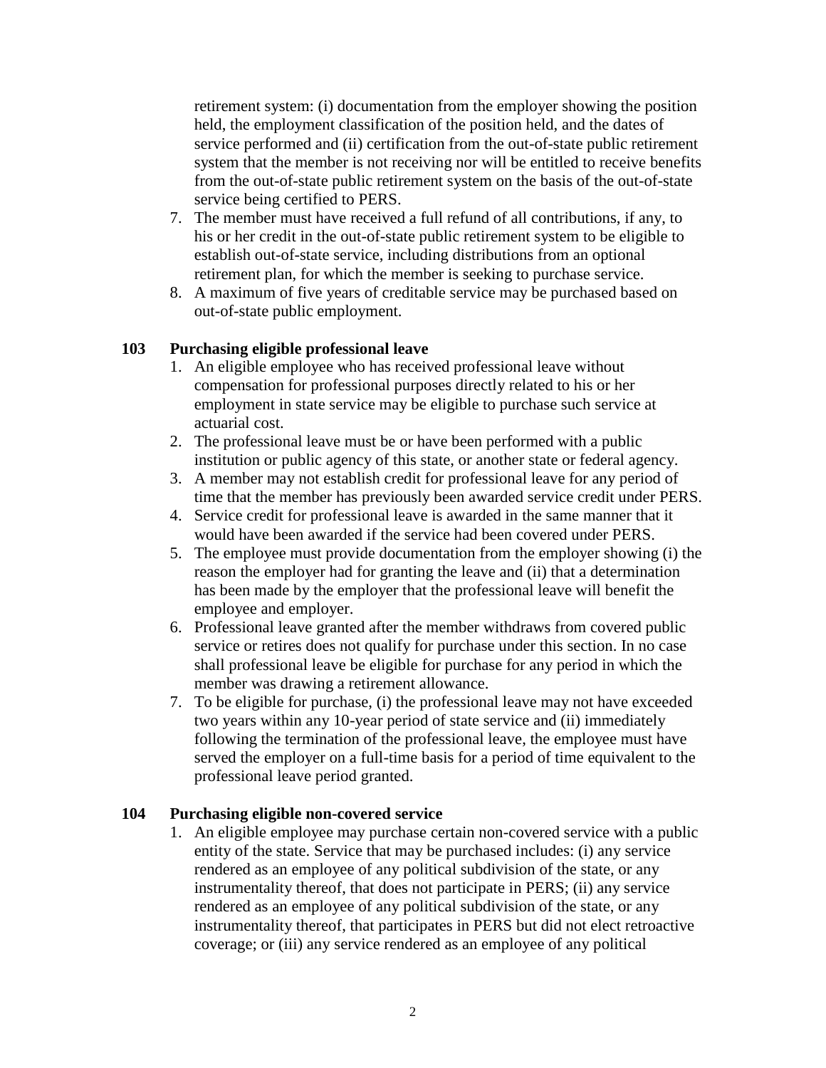retirement system: (i) documentation from the employer showing the position held, the employment classification of the position held, and the dates of service performed and (ii) certification from the out-of-state public retirement system that the member is not receiving nor will be entitled to receive benefits from the out-of-state public retirement system on the basis of the out-of-state service being certified to PERS.

7. The member must have received a full refund of all contributions, if any, to his or her credit in the out-of-state public retirement system to be eligible to establish out-of-state service, including distributions from an optional retirement plan, for which the member is seeking to purchase service.
8. A maximum of five years of creditable service may be purchased based on out-of-state public employment.

### 103 Purchasing eligible professional leave

1. An eligible employee who has received professional leave without compensation for professional purposes directly related to his or her employment in state service may be eligible to purchase such service at actuarial cost.
2. The professional leave must be or have been performed with a public institution or public agency of this state, or another state or federal agency.
3. A member may not establish credit for professional leave for any period of time that the member has previously been awarded service credit under PERS.
4. Service credit for professional leave is awarded in the same manner that it would have been awarded if the service had been covered under PERS.
5. The employee must provide documentation from the employer showing (i) the reason the employer had for granting the leave and (ii) that a determination has been made by the employer that the professional leave will benefit the employee and employer.
6. Professional leave granted after the member withdraws from covered public service or retires does not qualify for purchase under this section. In no case shall professional leave be eligible for purchase for any period in which the member was drawing a retirement allowance.
7. To be eligible for purchase, (i) the professional leave may not have exceeded two years within any 10-year period of state service and (ii) immediately following the termination of the professional leave, the employee must have served the employer on a full-time basis for a period of time equivalent to the professional leave period granted.

### 104 Purchasing eligible non-covered service

1. An eligible employee may purchase certain non-covered service with a public entity of the state. Service that may be purchased includes: (i) any service rendered as an employee of any political subdivision of the state, or any instrumentality thereof, that does not participate in PERS; (ii) any service rendered as an employee of any political subdivision of the state, or any instrumentality thereof, that participates in PERS but did not elect retroactive coverage; or (iii) any service rendered as an employee of any political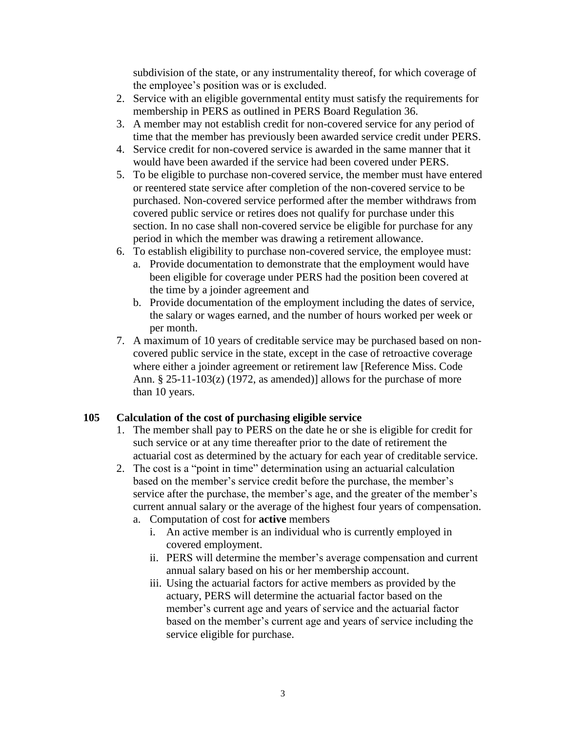subdivision of the state, or any instrumentality thereof, for which coverage of the employee's position was or is excluded.

2. Service with an eligible governmental entity must satisfy the requirements for membership in PERS as outlined in PERS Board Regulation 36.
3. A member may not establish credit for non-covered service for any period of time that the member has previously been awarded service credit under PERS.
4. Service credit for non-covered service is awarded in the same manner that it would have been awarded if the service had been covered under PERS.
5. To be eligible to purchase non-covered service, the member must have entered or reentered state service after completion of the non-covered service to be purchased. Non-covered service performed after the member withdraws from covered public service or retires does not qualify for purchase under this section. In no case shall non-covered service be eligible for purchase for any period in which the member was drawing a retirement allowance.
6. To establish eligibility to purchase non-covered service, the employee must:
   a. Provide documentation to demonstrate that the employment would have been eligible for coverage under PERS had the position been covered at the time by a joinder agreement and
   b. Provide documentation of the employment including the dates of service, the salary or wages earned, and the number of hours worked per week or per month.
7. A maximum of 10 years of creditable service may be purchased based on non-covered public service in the state, except in the case of retroactive coverage where either a joinder agreement or retirement law [Reference Miss. Code Ann. § 25-11-103(z) (1972, as amended)] allows for the purchase of more than 10 years.

### 105 Calculation of the cost of purchasing eligible service

1. The member shall pay to PERS on the date he or she is eligible for credit for such service or at any time thereafter prior to the date of retirement the actuarial cost as determined by the actuary for each year of creditable service.
2. The cost is a "point in time" determination using an actuarial calculation based on the member's service credit before the purchase, the member's service after the purchase, the member's age, and the greater of the member's current annual salary or the average of the highest four years of compensation.
   a. Computation of cost for **active** members
      i. An active member is an individual who is currently employed in covered employment.
      ii. PERS will determine the member's average compensation and current annual salary based on his or her membership account.
      iii. Using the actuarial factors for active members as provided by the actuary, PERS will determine the actuarial factor based on the member's current age and years of service and the actuarial factor based on the member's current age and years of service including the service eligible for purchase.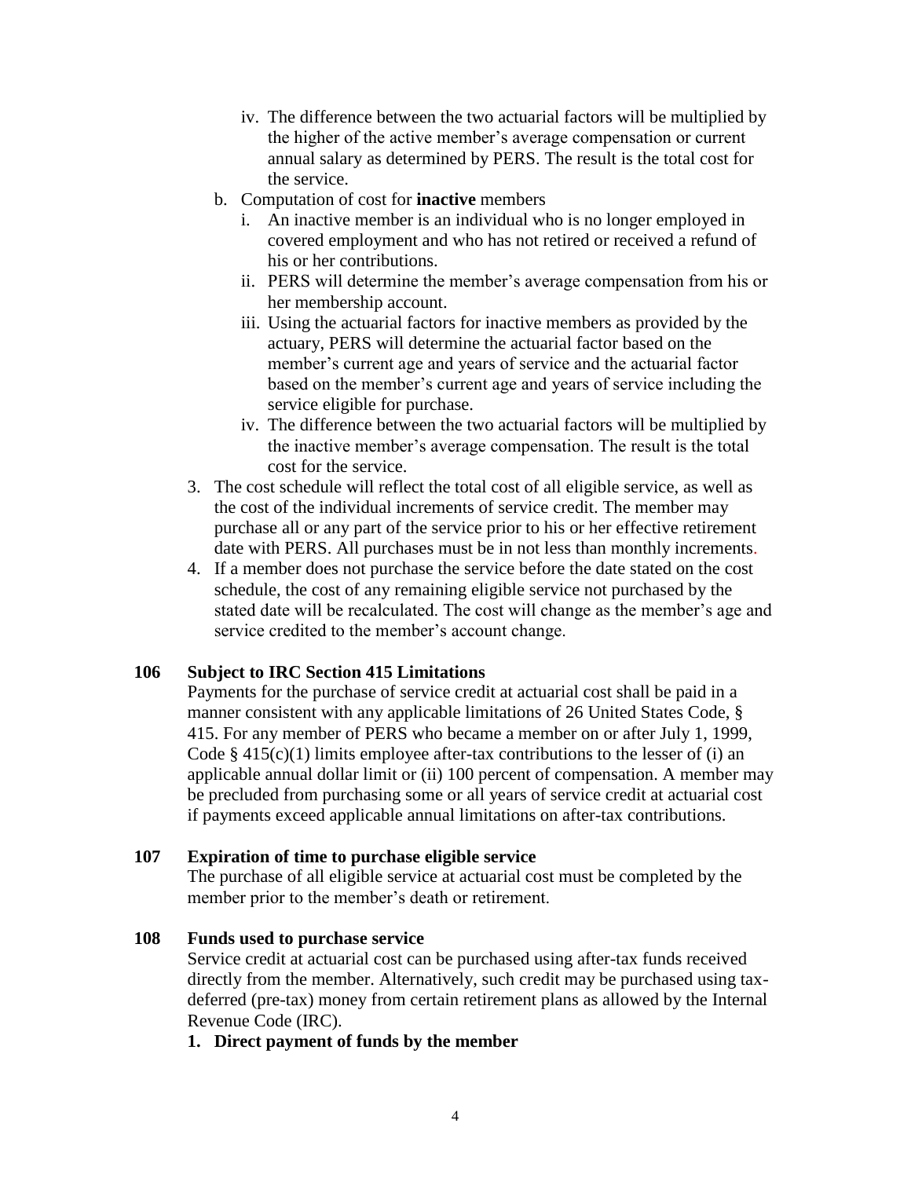iv. The difference between the two actuarial factors will be multiplied by the higher of the active member's average compensation or current annual salary as determined by PERS. The result is the total cost for the service.

   b. Computation of cost for **inactive** members

      i. An inactive member is an individual who is no longer employed in covered employment and who has not retired or received a refund of his or her contributions.

      ii. PERS will determine the member's average compensation from his or her membership account.

      iii. Using the actuarial factors for inactive members as provided by the actuary, PERS will determine the actuarial factor based on the member's current age and years of service and the actuarial factor based on the member's current age and years of service including the service eligible for purchase.

      iv. The difference between the two actuarial factors will be multiplied by the inactive member's average compensation. The result is the total cost for the service.

3. The cost schedule will reflect the total cost of all eligible service, as well as the cost of the individual increments of service credit. The member may purchase all or any part of the service prior to his or her effective retirement date with PERS. All purchases must be in not less than monthly increments.
4. If a member does not purchase the service before the date stated on the cost schedule, the cost of any remaining eligible service not purchased by the stated date will be recalculated. The cost will change as the member's age and service credited to the member's account change.

**106 Subject to IRC Section 415 Limitations**

Payments for the purchase of service credit at actuarial cost shall be paid in a manner consistent with any applicable limitations of 26 United States Code, § 415. For any member of PERS who became a member on or after July 1, 1999, Code § 415(c)(1) limits employee after-tax contributions to the lesser of (i) an applicable annual dollar limit or (ii) 100 percent of compensation. A member may be precluded from purchasing some or all years of service credit at actuarial cost if payments exceed applicable annual limitations on after-tax contributions.

**107 Expiration of time to purchase eligible service**

The purchase of all eligible service at actuarial cost must be completed by the member prior to the member's death or retirement.

**108 Funds used to purchase service**

Service credit at actuarial cost can be purchased using after-tax funds received directly from the member. Alternatively, such credit may be purchased using tax-deferred (pre-tax) money from certain retirement plans as allowed by the Internal Revenue Code (IRC).

1. **Direct payment of funds by the member**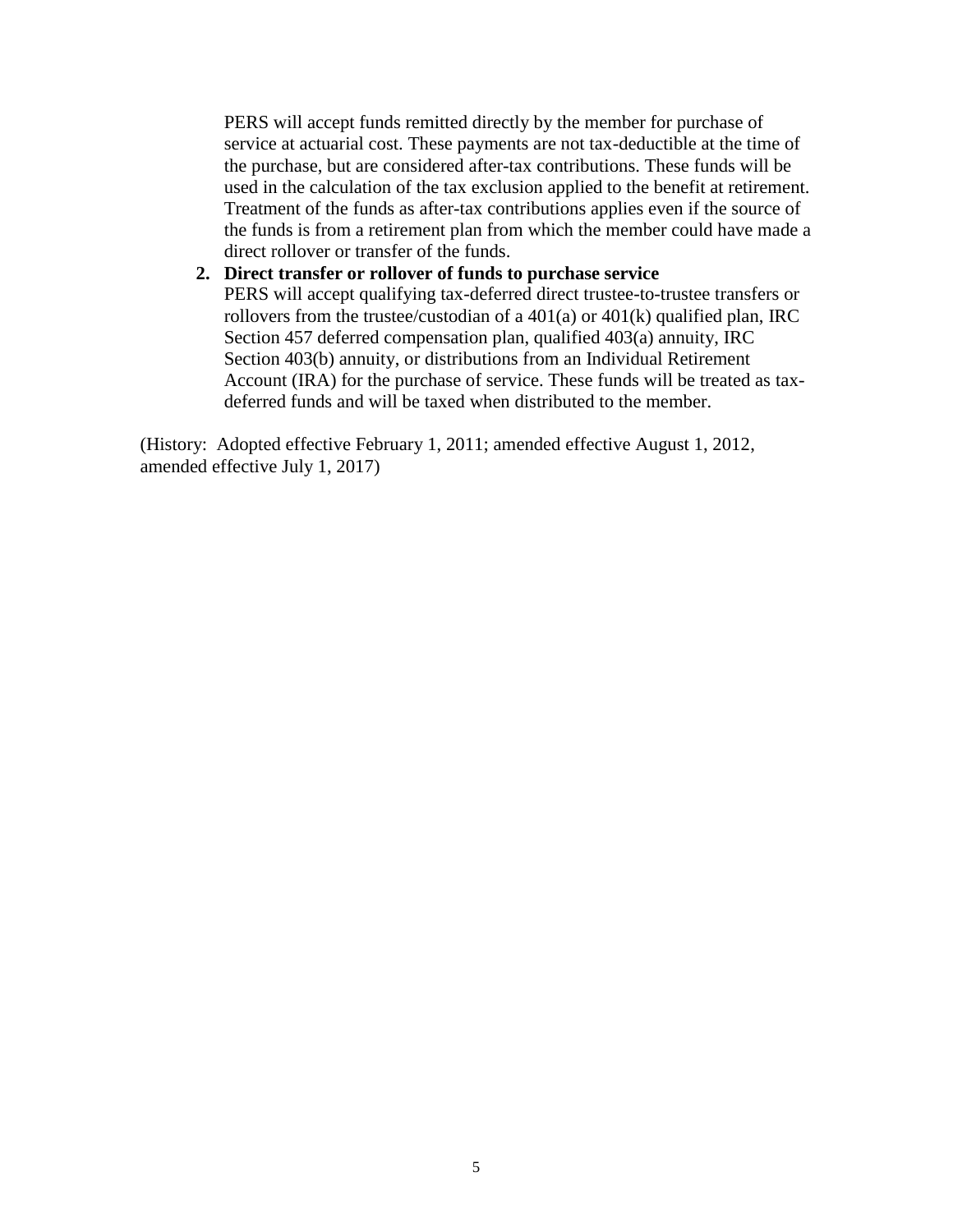PERS will accept funds remitted directly by the member for purchase of service at actuarial cost. These payments are not tax-deductible at the time of the purchase, but are considered after-tax contributions. These funds will be used in the calculation of the tax exclusion applied to the benefit at retirement. Treatment of the funds as after-tax contributions applies even if the source of the funds is from a retirement plan from which the member could have made a direct rollover or transfer of the funds.

2. **Direct transfer or rollover of funds to purchase service**
   PERS will accept qualifying tax-deferred direct trustee-to-trustee transfers or rollovers from the trustee/custodian of a 401(a) or 401(k) qualified plan, IRC Section 457 deferred compensation plan, qualified 403(a) annuity, IRC Section 403(b) annuity, or distributions from an Individual Retirement Account (IRA) for the purchase of service. These funds will be treated as tax-deferred funds and will be taxed when distributed to the member.

(History: Adopted effective February 1, 2011; amended effective August 1, 2012, amended effective July 1, 2017)